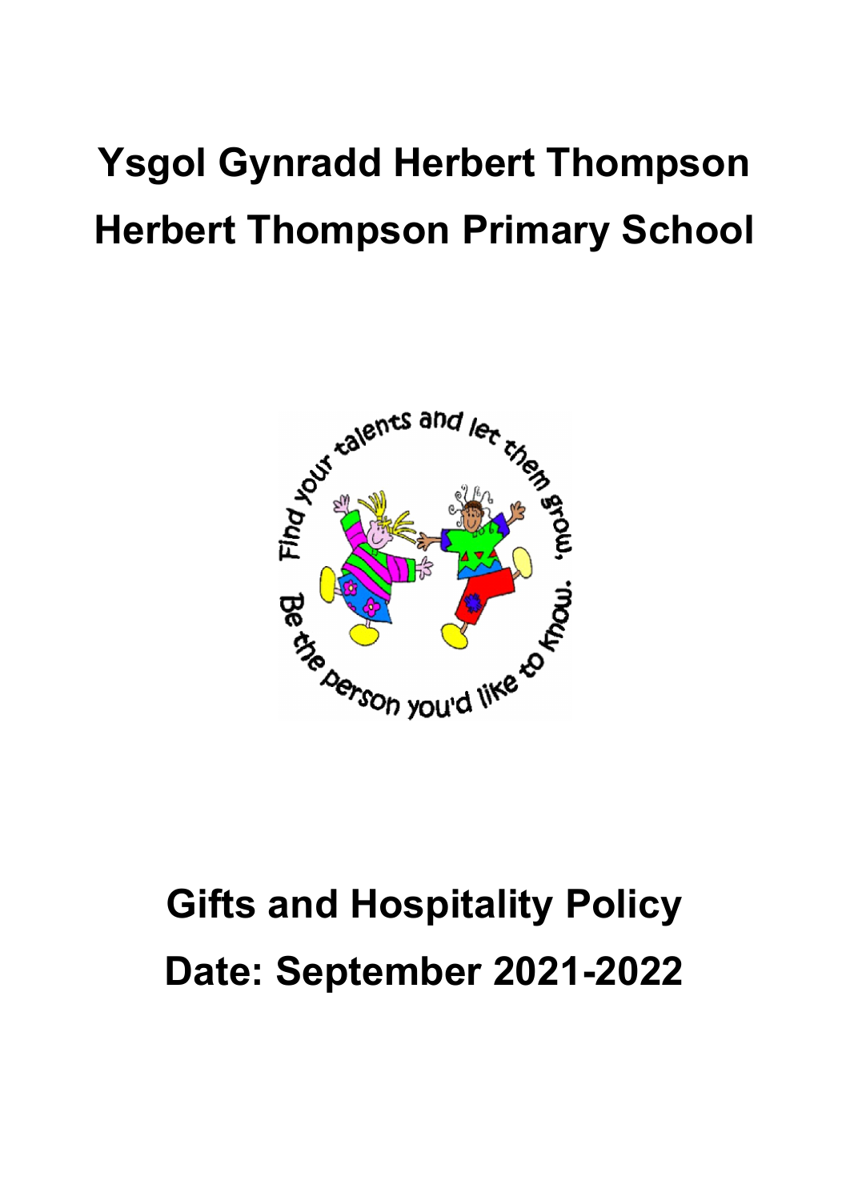# Ysgol Gynradd Herbert Thompson

# Herbert Thompson Primary School

# Gifts and Hospitality Policy

# Date: September 2021-2022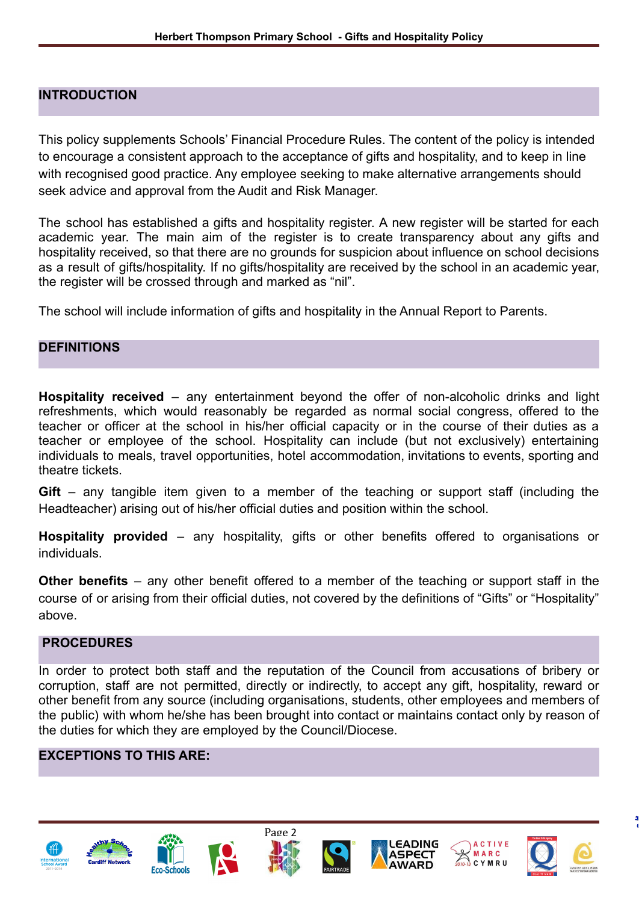## INTRODUCTION

This policy supplements Schools' Financial Procedure Rules. The content of the policy is intended to encourage a consistent approach to the acceptance of gifts and hospitality, and to keep in line with recognised good practice. Any employee seeking to make alternative arrangements should seek advice and approval from the Audit and Risk Manager.

The school has established a gifts and hospitality register. A new register will be started for each academic year. The main aim of the register is to create transparency about any gifts and hospitality received, so that there are no grounds for suspicion about influence on school decisions as a result of gifts/hospitality. If no gifts/hospitality are received by the school in an academic year, the register will be crossed through and marked as "nil".

The school will include information of gifts and hospitality in the Annual Report to Parents.

## DEFINITIONS

**Hospitality received** – any entertainment beyond the offer of non-alcoholic drinks and light refreshments, which would reasonably be regarded as normal social congress, offered to the teacher or officer at the school in his/her official capacity or in the course of their duties as a teacher or employee of the school. Hospitality can include (but not exclusively) entertaining individuals to meals, travel opportunities, hotel accommodation, invitations to events, sporting and theatre tickets.

**Gift** – any tangible item given to a member of the teaching or support staff (including the Headteacher) arising out of his/her official duties and position within the school.

**Hospitality provided** – any hospitality, gifts or other benefits offered to organisations or individuals.

**Other benefits** – any other benefit offered to a member of the teaching or support staff in the course of or arising from their official duties, not covered by the definitions of "Gifts" or "Hospitality" above.

## PROCEDURES

In order to protect both staff and the reputation of the Council from accusations of bribery or corruption, staff are not permitted, directly or indirectly, to accept any gift, hospitality, reward or other benefit from any source (including organisations, students, other employees and members of the public) with whom he/she has been brought into contact or maintains contact only by reason of the duties for which they are employed by the Council/Diocese.

## EXCEPTIONS TO THIS ARE: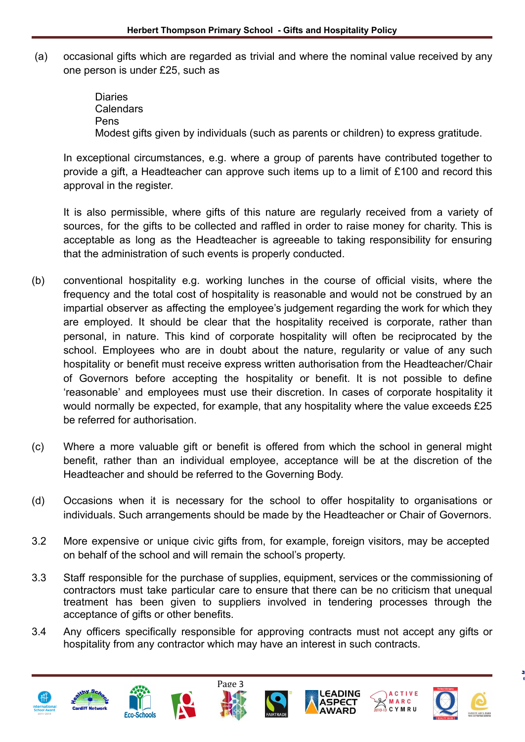(a) occasional gifts which are regarded as trivial and where the nominal value received by any one person is under £25, such as

Diaries
Calendars
Pens
Modest gifts given by individuals (such as parents or children) to express gratitude.

In exceptional circumstances, e.g. where a group of parents have contributed together to provide a gift, a Headteacher can approve such items up to a limit of £100 and record this approval in the register.

It is also permissible, where gifts of this nature are regularly received from a variety of sources, for the gifts to be collected and raffled in order to raise money for charity. This is acceptable as long as the Headteacher is agreeable to taking responsibility for ensuring that the administration of such events is properly conducted.

(b) conventional hospitality e.g. working lunches in the course of official visits, where the frequency and the total cost of hospitality is reasonable and would not be construed by an impartial observer as affecting the employee's judgement regarding the work for which they are employed. It should be clear that the hospitality received is corporate, rather than personal, in nature. This kind of corporate hospitality will often be reciprocated by the school. Employees who are in doubt about the nature, regularity or value of any such hospitality or benefit must receive express written authorisation from the Headteacher/Chair of Governors before accepting the hospitality or benefit. It is not possible to define 'reasonable' and employees must use their discretion. In cases of corporate hospitality it would normally be expected, for example, that any hospitality where the value exceeds £25 be referred for authorisation.

(c) Where a more valuable gift or benefit is offered from which the school in general might benefit, rather than an individual employee, acceptance will be at the discretion of the Headteacher and should be referred to the Governing Body.

(d) Occasions when it is necessary for the school to offer hospitality to organisations or individuals. Such arrangements should be made by the Headteacher or Chair of Governors.

3.2 More expensive or unique civic gifts from, for example, foreign visitors, may be accepted on behalf of the school and will remain the school's property.

3.3 Staff responsible for the purchase of supplies, equipment, services or the commissioning of contractors must take particular care to ensure that there can be no criticism that unequal treatment has been given to suppliers involved in tendering processes through the acceptance of gifts or other benefits.

3.4 Any officers specifically responsible for approving contracts must not accept any gifts or hospitality from any contractor which may have an interest in such contracts.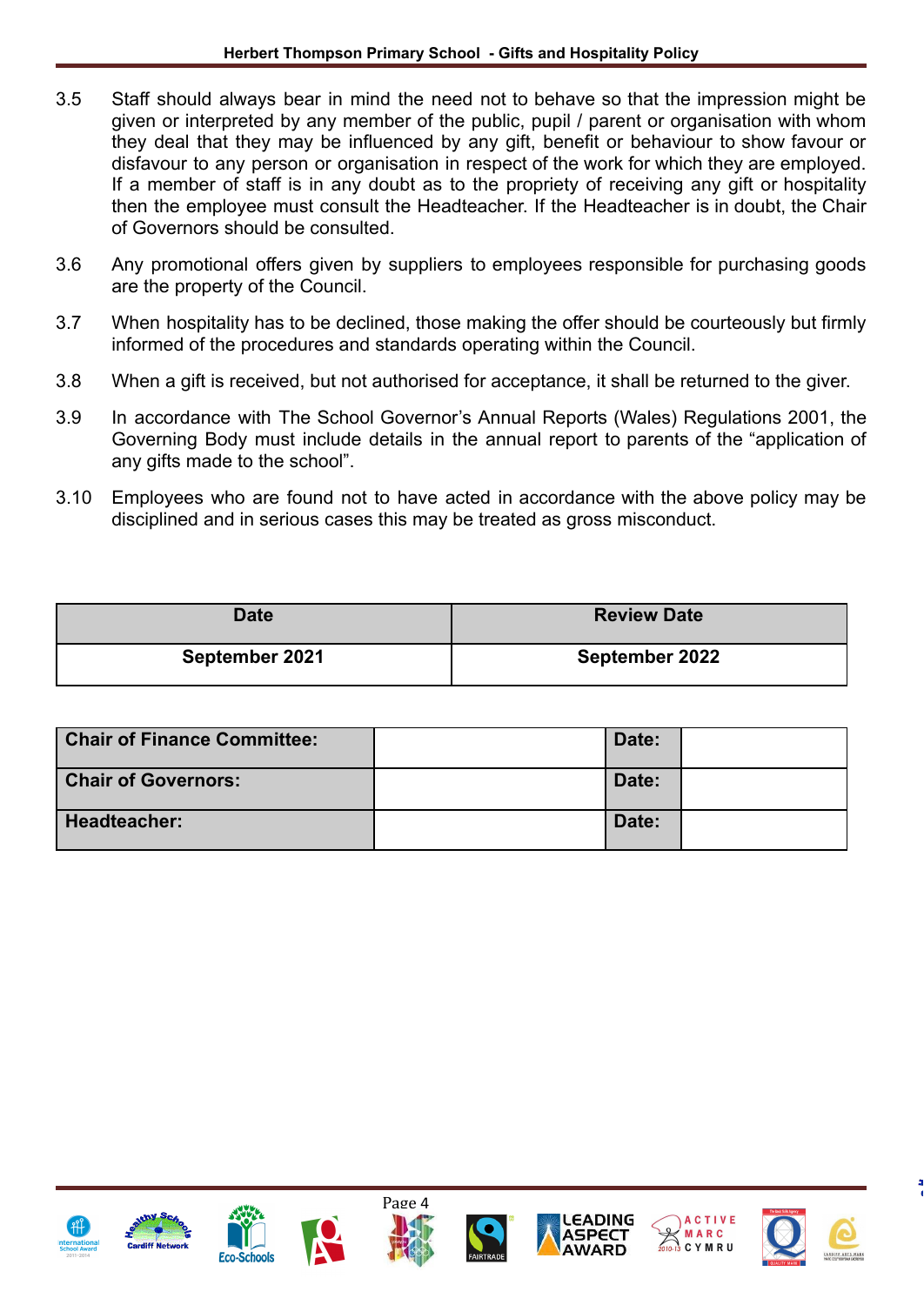3.5 Staff should always bear in mind the need not to behave so that the impression might be given or interpreted by any member of the public, pupil / parent or organisation with whom they deal that they may be influenced by any gift, benefit or behaviour to show favour or disfavour to any person or organisation in respect of the work for which they are employed. If a member of staff is in any doubt as to the propriety of receiving any gift or hospitality then the employee must consult the Headteacher. If the Headteacher is in doubt, the Chair of Governors should be consulted.

3.6 Any promotional offers given by suppliers to employees responsible for purchasing goods are the property of the Council.

3.7 When hospitality has to be declined, those making the offer should be courteously but firmly informed of the procedures and standards operating within the Council.

3.8 When a gift is received, but not authorised for acceptance, it shall be returned to the giver.

3.9 In accordance with The School Governor's Annual Reports (Wales) Regulations 2001, the Governing Body must include details in the annual report to parents of the "application of any gifts made to the school".

3.10 Employees who are found not to have acted in accordance with the above policy may be disciplined and in serious cases this may be treated as gross misconduct.

| Date | Review Date |
|---|---|
| **September 2021** | **September 2022** |

| | | | |
|---|---|---|---|
| **Chair of Finance Committee:** | | **Date:** | |
| **Chair of Governors:** | | **Date:** | |
| **Headteacher:** | | **Date:** | |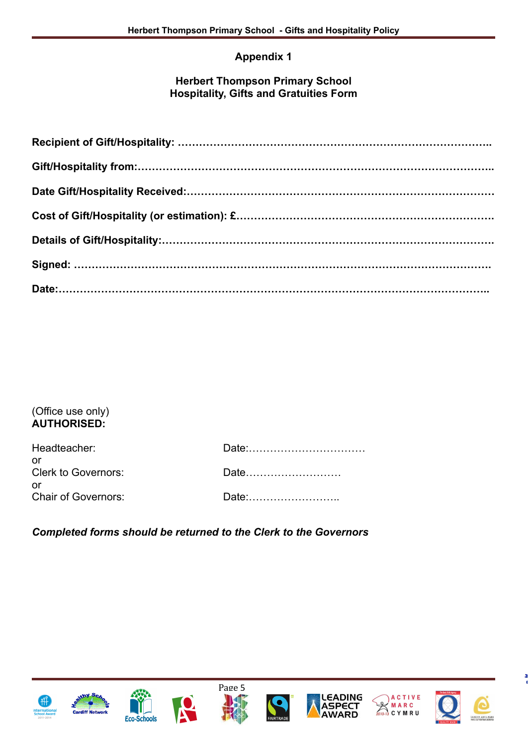# Appendix 1

## Herbert Thompson Primary School
## Hospitality, Gifts and Gratuities Form

**Recipient of Gift/Hospitality: ……………………………………………………………………………..**

**Gift/Hospitality from:………………………………………………………………………………………..**

**Date Gift/Hospitality Received:……………………………………………………………………………**

**Cost of Gift/Hospitality (or estimation): £……………………………………………………………….**

**Details of Gift/Hospitality:…………………………………………………………………………………..**

**Signed: ……………………………………………………………………………………………………….**

**Date:…………………………………………………………………………………………………………..**

(Office use only)
**AUTHORISED:**

Headteacher: Date:……………………………
or
Clerk to Governors: Date………………………
or
Chair of Governors: Date:……………………..

***Completed forms should be returned to the Clerk to the Governors***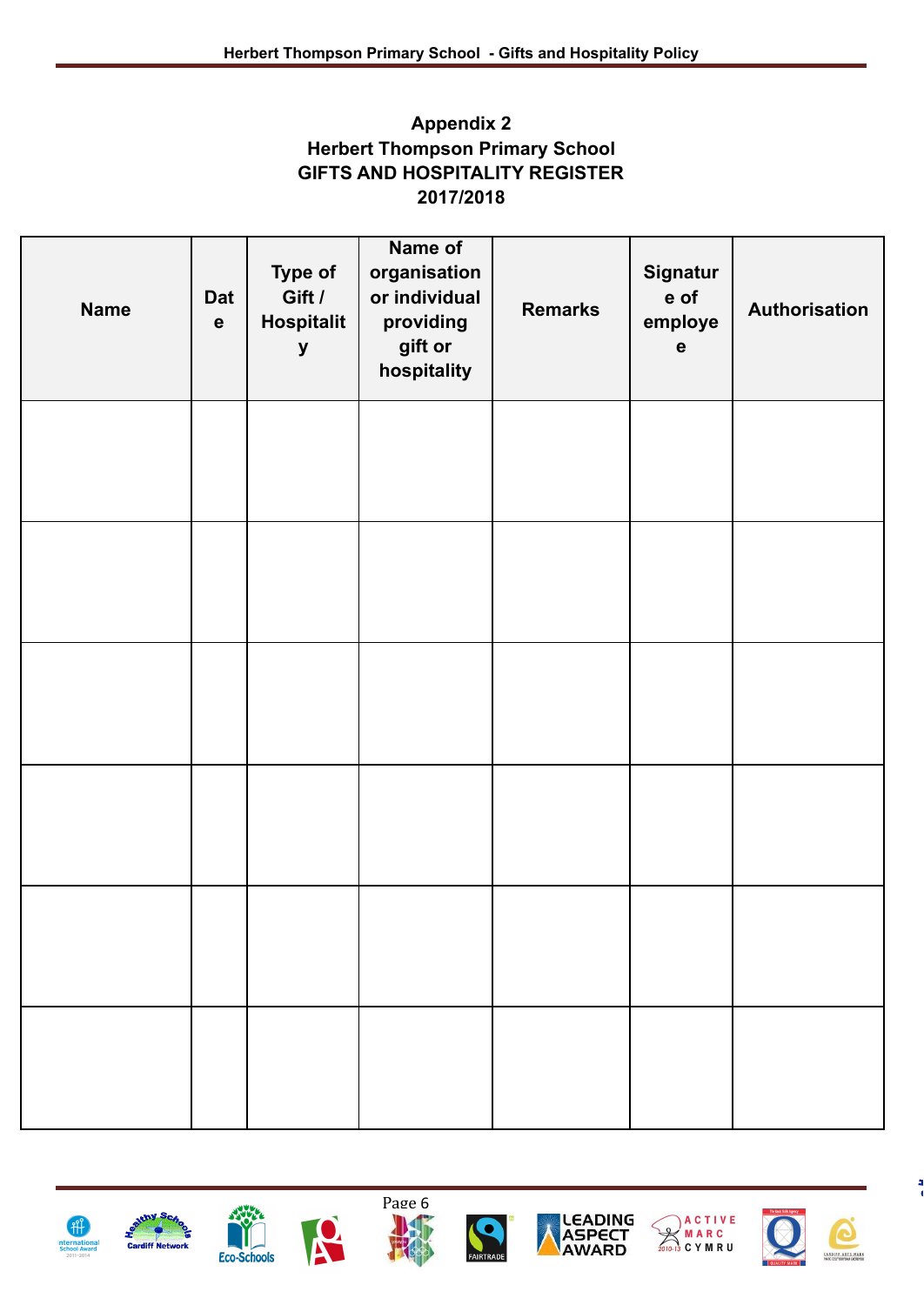**Appendix 2**
**Herbert Thompson Primary School**
**GIFTS AND HOSPITALITY REGISTER**
**2017/2018**

| Name | Date | Type of Gift / Hospitality | Name of organisation or individual providing gift or hospitality | Remarks | Signature of employee | Authorisation |
|---|---|---|---|---|---|---|
| | | | | | | |
| | | | | | | |
| | | | | | | |
| | | | | | | |
| | | | | | | |
| | | | | | | |